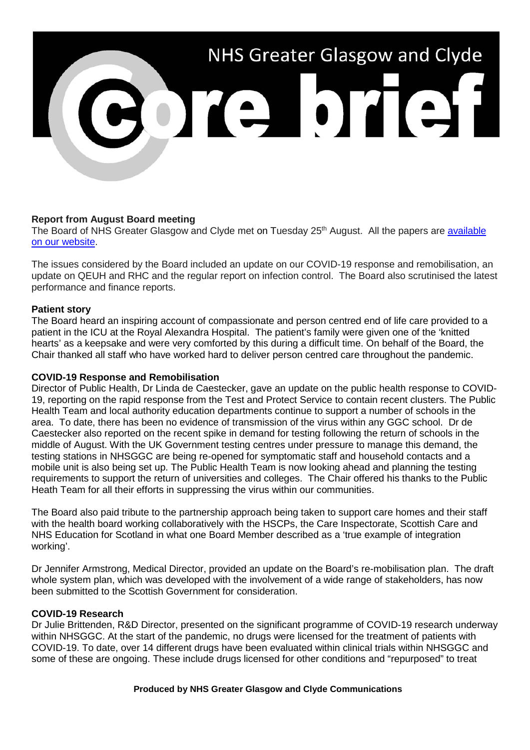# NHS Greater Glasgow and Clyde

# core brief

## Report from August Board meeting

The Board of NHS Greater Glasgow and Clyde met on Tuesday 25th August. All the papers are [available on our website](#).

The issues considered by the Board included an update on our COVID-19 response and remobilisation, an update on QEUH and RHC and the regular report on infection control. The Board also scrutinised the latest performance and finance reports.

## Patient story

The Board heard an inspiring account of compassionate and person centred end of life care provided to a patient in the ICU at the Royal Alexandra Hospital. The patient's family were given one of the 'knitted hearts' as a keepsake and were very comforted by this during a difficult time. On behalf of the Board, the Chair thanked all staff who have worked hard to deliver person centred care throughout the pandemic.

## COVID-19 Response and Remobilisation

Director of Public Health, Dr Linda de Caestecker, gave an update on the public health response to COVID-19, reporting on the rapid response from the Test and Protect Service to contain recent clusters. The Public Health Team and local authority education departments continue to support a number of schools in the area. To date, there has been no evidence of transmission of the virus within any GGC school. Dr de Caestecker also reported on the recent spike in demand for testing following the return of schools in the middle of August. With the UK Government testing centres under pressure to manage this demand, the testing stations in NHSGGC are being re-opened for symptomatic staff and household contacts and a mobile unit is also being set up. The Public Health Team is now looking ahead and planning the testing requirements to support the return of universities and colleges. The Chair offered his thanks to the Public Heath Team for all their efforts in suppressing the virus within our communities.

The Board also paid tribute to the partnership approach being taken to support care homes and their staff with the health board working collaboratively with the HSCPs, the Care Inspectorate, Scottish Care and NHS Education for Scotland in what one Board Member described as a 'true example of integration working'.

Dr Jennifer Armstrong, Medical Director, provided an update on the Board's re-mobilisation plan. The draft whole system plan, which was developed with the involvement of a wide range of stakeholders, has now been submitted to the Scottish Government for consideration.

## COVID-19 Research

Dr Julie Brittenden, R&D Director, presented on the significant programme of COVID-19 research underway within NHSGGC. At the start of the pandemic, no drugs were licensed for the treatment of patients with COVID-19. To date, over 14 different drugs have been evaluated within clinical trials within NHSGGC and some of these are ongoing. These include drugs licensed for other conditions and "repurposed" to treat

**Produced by NHS Greater Glasgow and Clyde Communications**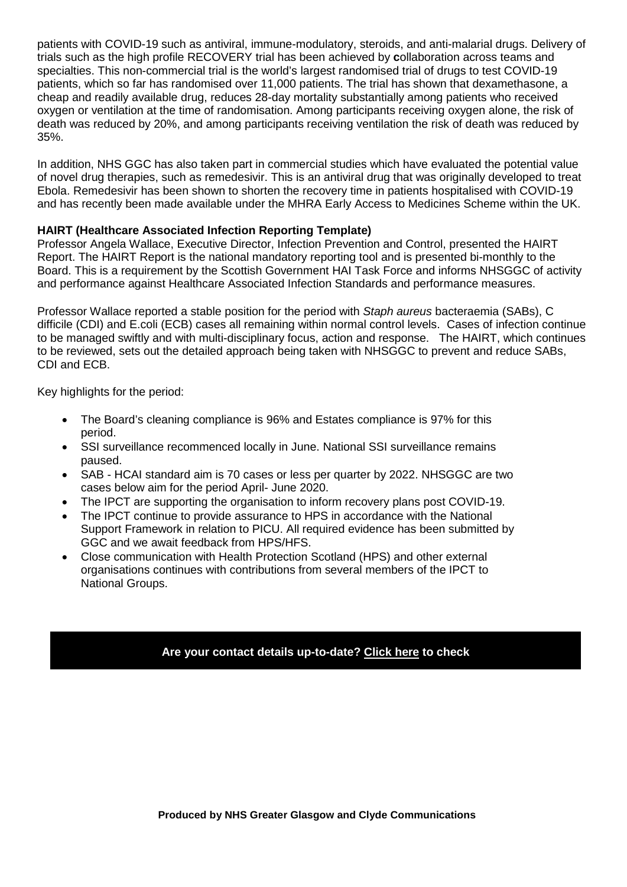patients with COVID-19 such as antiviral, immune-modulatory, steroids, and anti-malarial drugs. Delivery of trials such as the high profile RECOVERY trial has been achieved by **c**ollaboration across teams and specialties. This non-commercial trial is the world's largest randomised trial of drugs to test COVID-19 patients, which so far has randomised over 11,000 patients. The trial has shown that dexamethasone, a cheap and readily available drug, reduces 28-day mortality substantially among patients who received oxygen or ventilation at the time of randomisation. Among participants receiving oxygen alone, the risk of death was reduced by 20%, and among participants receiving ventilation the risk of death was reduced by 35%.

In addition, NHS GGC has also taken part in commercial studies which have evaluated the potential value of novel drug therapies, such as remedesivir. This is an antiviral drug that was originally developed to treat Ebola. Remedesivir has been shown to shorten the recovery time in patients hospitalised with COVID-19 and has recently been made available under the MHRA Early Access to Medicines Scheme within the UK.

**HAIRT (Healthcare Associated Infection Reporting Template)**

Professor Angela Wallace, Executive Director, Infection Prevention and Control, presented the HAIRT Report. The HAIRT Report is the national mandatory reporting tool and is presented bi-monthly to the Board. This is a requirement by the Scottish Government HAI Task Force and informs NHSGGC of activity and performance against Healthcare Associated Infection Standards and performance measures.

Professor Wallace reported a stable position for the period with *Staph aureus* bacteraemia (SABs), C difficile (CDI) and E.coli (ECB) cases all remaining within normal control levels. Cases of infection continue to be managed swiftly and with multi-disciplinary focus, action and response. The HAIRT, which continues to be reviewed, sets out the detailed approach being taken with NHSGGC to prevent and reduce SABs, CDI and ECB.

Key highlights for the period:

- The Board's cleaning compliance is 96% and Estates compliance is 97% for this period.
- SSI surveillance recommenced locally in June. National SSI surveillance remains paused.
- SAB - HCAI standard aim is 70 cases or less per quarter by 2022. NHSGGC are two cases below aim for the period April- June 2020.
- The IPCT are supporting the organisation to inform recovery plans post COVID-19.
- The IPCT continue to provide assurance to HPS in accordance with the National Support Framework in relation to PICU. All required evidence has been submitted by GGC and we await feedback from HPS/HFS.
- Close communication with Health Protection Scotland (HPS) and other external organisations continues with contributions from several members of the IPCT to National Groups.

**Are your contact details up-to-date? Click here to check**

**Produced by NHS Greater Glasgow and Clyde Communications**